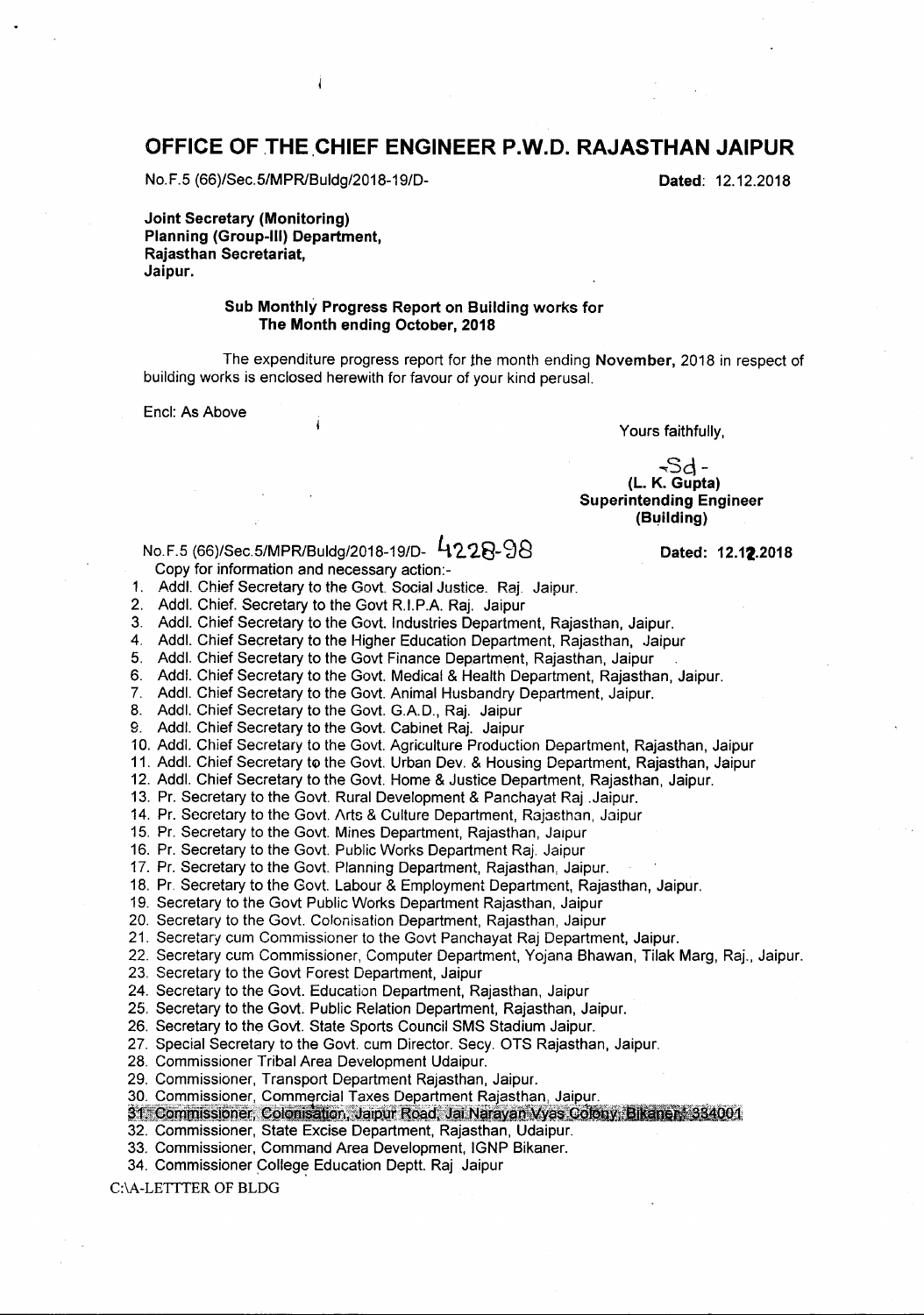# OFFICE OF THE CHIEF ENGINEER P.W.D. RAJASTHAN JAIPUR

No.F.5 (66)/Sec.5/MPR/Buldg/2018-19/D- **Dated**: 12.12.2018

**Joint Secretary (Monitoring)**
**Planning (Group-III) Department,**
**Rajasthan Secretariat,**
**Jaipur.**

**Sub Monthly Progress Report on Building works for The Month ending October, 2018**

The expenditure progress report for the month ending **November,** 2018 in respect of building works is enclosed herewith for favour of your kind perusal.

Encl: As Above

Yours faithfully,

-Sd-
**(L. K. Gupta)**
**Superintending Engineer**
**(Building)**

No.F.5 (66)/Sec.5/MPR/Buldg/2018-19/D- 4228-98 **Dated: 12.12.2018**

Copy for information and necessary action:-

1. Addl. Chief Secretary to the Govt. Social Justice. Raj. Jaipur.
2. Addl. Chief. Secretary to the Govt R.I.P.A. Raj. Jaipur
3. Addl. Chief Secretary to the Govt. Industries Department, Rajasthan, Jaipur.
4. Addl. Chief Secretary to the Higher Education Department, Rajasthan, Jaipur
5. Addl. Chief Secretary to the Govt Finance Department, Rajasthan, Jaipur
6. Addl. Chief Secretary to the Govt. Medical & Health Department, Rajasthan, Jaipur.
7. Addl. Chief Secretary to the Govt. Animal Husbandry Department, Jaipur.
8. Addl. Chief Secretary to the Govt. G.A.D., Raj. Jaipur
9. Addl. Chief Secretary to the Govt. Cabinet Raj. Jaipur
10. Addl. Chief Secretary to the Govt. Agriculture Production Department, Rajasthan, Jaipur
11. Addl. Chief Secretary to the Govt. Urban Dev. & Housing Department, Rajasthan, Jaipur
12. Addl. Chief Secretary to the Govt. Home & Justice Department, Rajasthan, Jaipur.
13. Pr. Secretary to the Govt. Rural Development & Panchayat Raj .Jaipur.
14. Pr. Secretary to the Govt. Arts & Culture Department, Rajasthan, Jaipur
15. Pr. Secretary to the Govt. Mines Department, Rajasthan, Jaipur
16. Pr. Secretary to the Govt. Public Works Department Raj. Jaipur
17. Pr. Secretary to the Govt. Planning Department, Rajasthan, Jaipur.
18. Pr. Secretary to the Govt. Labour & Employment Department, Rajasthan, Jaipur.
19. Secretary to the Govt Public Works Department Rajasthan, Jaipur
20. Secretary to the Govt. Colonisation Department, Rajasthan, Jaipur
21. Secretary cum Commissioner to the Govt Panchayat Raj Department, Jaipur.
22. Secretary cum Commissioner, Computer Department, Yojana Bhawan, Tilak Marg, Raj., Jaipur.
23. Secretary to the Govt Forest Department, Jaipur
24. Secretary to the Govt. Education Department, Rajasthan, Jaipur
25. Secretary to the Govt. Public Relation Department, Rajasthan, Jaipur.
26. Secretary to the Govt. State Sports Council SMS Stadium Jaipur.
27. Special Secretary to the Govt. cum Director. Secy. OTS Rajasthan, Jaipur.
28. Commissioner Tribal Area Development Udaipur.
29. Commissioner, Transport Department Rajasthan, Jaipur.
30. Commissioner, Commercial Taxes Department Rajasthan, Jaipur.
31. Commissioner, Colonisation, Jaipur Road, Jai Narayan Vyas Colony, Bikaner-334001
32. Commissioner, State Excise Department, Rajasthan, Udaipur.
33. Commissioner, Command Area Development, IGNP Bikaner.
34. Commissioner College Education Deptt. Raj Jaipur

C:\A-LETTTER OF BLDG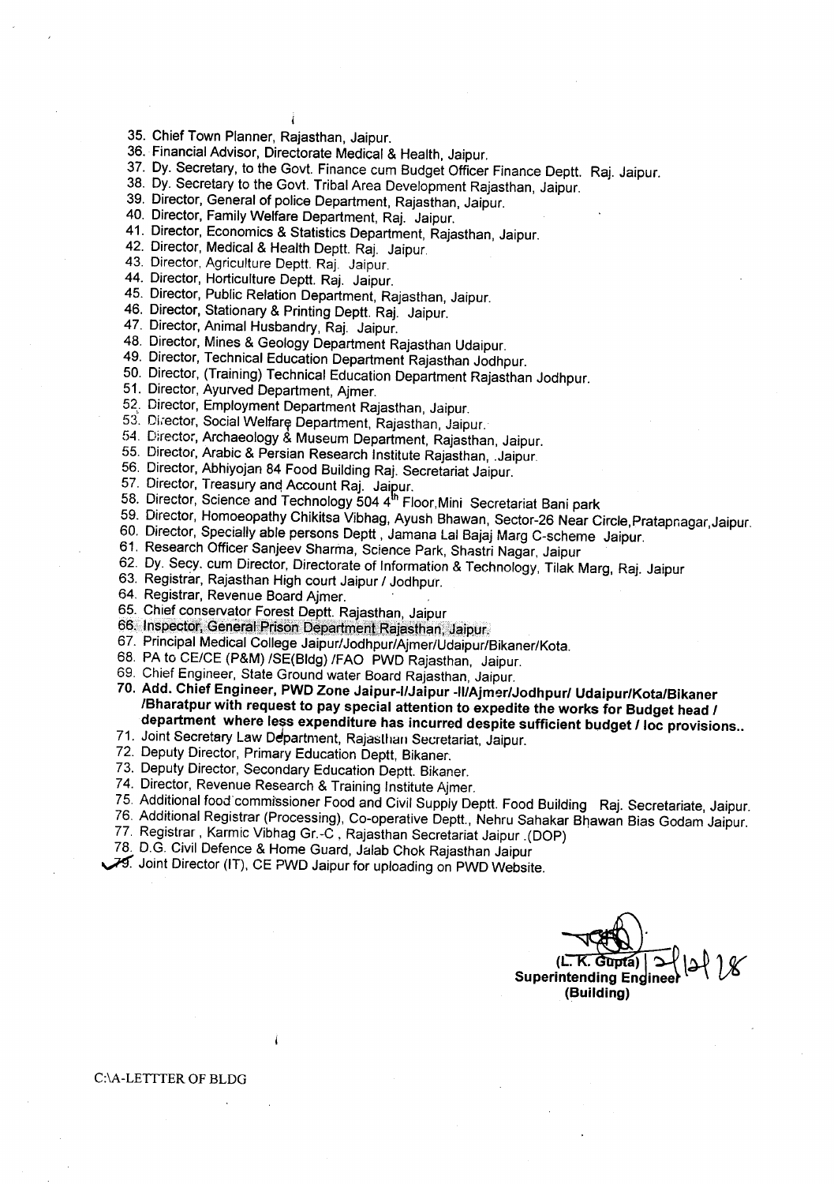35. Chief Town Planner, Rajasthan, Jaipur.
36. Financial Advisor, Directorate Medical & Health, Jaipur.
37. Dy. Secretary, to the Govt. Finance cum Budget Officer Finance Deptt. Raj. Jaipur.
38. Dy. Secretary to the Govt. Tribal Area Development Rajasthan, Jaipur.
39. Director, General of police Department, Rajasthan, Jaipur.
40. Director, Family Welfare Department, Raj. Jaipur.
41. Director, Economics & Statistics Department, Rajasthan, Jaipur.
42. Director, Medical & Health Deptt. Raj. Jaipur.
43. Director, Agriculture Deptt. Raj. Jaipur.
44. Director, Horticulture Deptt. Raj. Jaipur.
45. Director, Public Relation Department, Rajasthan, Jaipur.
46. Director, Stationary & Printing Deptt. Raj. Jaipur.
47. Director, Animal Husbandry, Raj. Jaipur.
48. Director, Mines & Geology Department Rajasthan Udaipur.
49. Director, Technical Education Department Rajasthan Jodhpur.
50. Director, (Training) Technical Education Department Rajasthan Jodhpur.
51. Director, Ayurved Department, Ajmer.
52. Director, Employment Department Rajasthan, Jaipur.
53. Director, Social Welfare Department, Rajasthan, Jaipur.
54. Director, Archaeology & Museum Department, Rajasthan, Jaipur.
55. Director, Arabic & Persian Research Institute Rajasthan, .Jaipur.
56. Director, Abhiyojan 84 Food Building Raj. Secretariat Jaipur.
57. Director, Treasury and Account Raj. Jaipur.
58. Director, Science and Technology 504 4th Floor,Mini Secretariat Bani park
59. Director, Homoeopathy Chikitsa Vibhag, Ayush Bhawan, Sector-26 Near Circle,Pratapnagar,Jaipur.
60. Director, Specially able persons Deptt , Jamana Lal Bajaj Marg C-scheme Jaipur.
61. Research Officer Sanjeev Sharma, Science Park, Shastri Nagar, Jaipur
62. Dy. Secy. cum Director, Directorate of Information & Technology, Tilak Marg, Raj. Jaipur
63. Registrar, Rajasthan High court Jaipur / Jodhpur.
64. Registrar, Revenue Board Ajmer.
65. Chief conservator Forest Deptt. Rajasthan, Jaipur
66. Inspector, General Prison Department Rajasthan, Jaipur.
67. Principal Medical College Jaipur/Jodhpur/Ajmer/Udaipur/Bikaner/Kota.
68. PA to CE/CE (P&M) /SE(Bldg) /FAO PWD Rajasthan, Jaipur.
69. Chief Engineer, State Ground water Board Rajasthan, Jaipur.
70. **Add. Chief Engineer, PWD Zone Jaipur-I/Jaipur -II/Ajmer/Jodhpur/ Udaipur/Kota/Bikaner /Bharatpur with request to pay special attention to expedite the works for Budget head / department where less expenditure has incurred despite sufficient budget / loc provisions..**
71. Joint Secretary Law Department, Rajasthan Secretariat, Jaipur.
72. Deputy Director, Primary Education Deptt, Bikaner.
73. Deputy Director, Secondary Education Deptt. Bikaner.
74. Director, Revenue Research & Training Institute Ajmer.
75. Additional food commissioner Food and Civil Supply Deptt. Food Building Raj. Secretariate, Jaipur.
76. Additional Registrar (Processing), Co-operative Deptt., Nehru Sahakar Bhawan Bias Godam Jaipur.
77. Registrar , Karmic Vibhag Gr.-C , Rajasthan Secretariat Jaipur .(DOP)
78. D.G. Civil Defence & Home Guard, Jalab Chok Rajasthan Jaipur
79. Joint Director (IT), CE PWD Jaipur for uploading on PWD Website.

**(L. K. Gupta)** 2/12/18
**Superintending Engineer**
**(Building)**

C:\A-LETTTER OF BLDG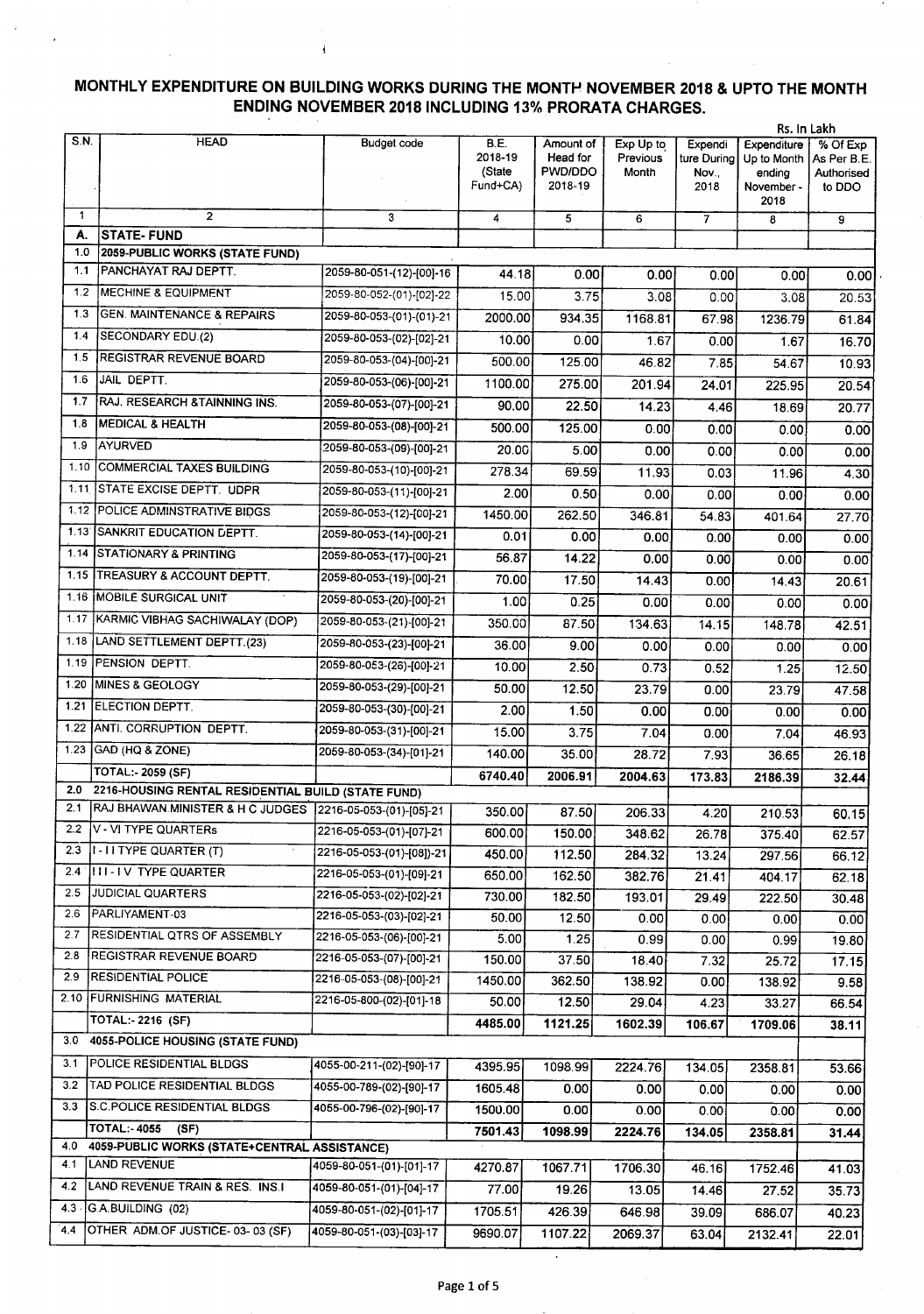# MONTHLY EXPENDITURE ON BUILDING WORKS DURING THE MONTH NOVEMBER 2018 & UPTO THE MONTH ENDING NOVEMBER 2018 INCLUDING 13% PRORATA CHARGES.

Rs. In Lakh

| S.N. | HEAD | Budget code | B.E. 2018-19 (State Fund+CA) | Amount of Head for PWD/DDO 2018-19 | Exp Up to Previous Month | Expenditure During Nov., 2018 | Expenditure Up to Month ending November - 2018 | % Of Exp As Per B.E. Authorised to DDO |
|---|---|---|---|---|---|---|---|---|
| 1 | 2 | 3 | 4 | 5 | 6 | 7 | 8 | 9 |
| A. | **STATE- FUND** | | | | | | | |
| 1.0 | **2059-PUBLIC WORKS (STATE FUND)** | | | | | | | |
| 1.1 | PANCHAYAT RAJ DEPTT. | 2059-80-051-(12)-[00]-16 | 44.18 | 0.00 | 0.00 | 0.00 | 0.00 | 0.00 |
| 1.2 | MECHINE & EQUIPMENT | 2059-80-052-(01)-[02]-22 | 15.00 | 3.75 | 3.08 | 0.00 | 3.08 | 20.53 |
| 1.3 | GEN. MAINTENANCE & REPAIRS | 2059-80-053-(01)-(01)-21 | 2000.00 | 934.35 | 1168.81 | 67.98 | 1236.79 | 61.84 |
| 1.4 | SECONDARY EDU.(2) | 2059-80-053-(02)-[02]-21 | 10.00 | 0.00 | 1.67 | 0.00 | 1.67 | 16.70 |
| 1.5 | REGISTRAR REVENUE BOARD | 2059-80-053-(04)-[00]-21 | 500.00 | 125.00 | 46.82 | 7.85 | 54.67 | 10.93 |
| 1.6 | JAIL DEPTT. | 2059-80-053-(06)-[00]-21 | 1100.00 | 275.00 | 201.94 | 24.01 | 225.95 | 20.54 |
| 1.7 | RAJ. RESEARCH &TAINNING INS. | 2059-80-053-(07)-[00]-21 | 90.00 | 22.50 | 14.23 | 4.46 | 18.69 | 20.77 |
| 1.8 | MEDICAL & HEALTH | 2059-80-053-(08)-[00]-21 | 500.00 | 125.00 | 0.00 | 0.00 | 0.00 | 0.00 |
| 1.9 | AYURVED | 2059-80-053-(09)-[00]-21 | 20.00 | 5.00 | 0.00 | 0.00 | 0.00 | 0.00 |
| 1.10 | COMMERCIAL TAXES BUILDING | 2059-80-053-(10)-[00]-21 | 278.34 | 69.59 | 11.93 | 0.03 | 11.96 | 4.30 |
| 1.11 | STATE EXCISE DEPTT. UDPR | 2059-80-053-(11)-[00]-21 | 2.00 | 0.50 | 0.00 | 0.00 | 0.00 | 0.00 |
| 1.12 | POLICE ADMINSTRATIVE BIDGS | 2059-80-053-(12)-[00]-21 | 1450.00 | 262.50 | 346.81 | 54.83 | 401.64 | 27.70 |
| 1.13 | SANKRIT EDUCATION DEPTT. | 2059-80-053-(14)-[00]-21 | 0.01 | 0.00 | 0.00 | 0.00 | 0.00 | 0.00 |
| 1.14 | STATIONARY & PRINTING | 2059-80-053-(17)-[00]-21 | 56.87 | 14.22 | 0.00 | 0.00 | 0.00 | 0.00 |
| 1.15 | TREASURY & ACCOUNT DEPTT. | 2059-80-053-(19)-[00]-21 | 70.00 | 17.50 | 14.43 | 0.00 | 14.43 | 20.61 |
| 1.16 | MOBILE SURGICAL UNIT | 2059-80-053-(20)-[00]-21 | 1.00 | 0.25 | 0.00 | 0.00 | 0.00 | 0.00 |
| 1.17 | KARMIC VIBHAG SACHIWALAY (DOP) | 2059-80-053-(21)-[00]-21 | 350.00 | 87.50 | 134.63 | 14.15 | 148.78 | 42.51 |
| 1.18 | LAND SETTLEMENT DEPTT.(23) | 2059-80-053-(23)-[00]-21 | 36.00 | 9.00 | 0.00 | 0.00 | 0.00 | 0.00 |
| 1.19 | PENSION DEPTT. | 2059-80-053-(26)-[00]-21 | 10.00 | 2.50 | 0.73 | 0.52 | 1.25 | 12.50 |
| 1.20 | MINES & GEOLOGY | 2059-80-053-(29)-[00]-21 | 50.00 | 12.50 | 23.79 | 0.00 | 23.79 | 47.58 |
| 1.21 | ELECTION DEPTT. | 2059-80-053-(30)-[00]-21 | 2.00 | 1.50 | 0.00 | 0.00 | 0.00 | 0.00 |
| 1.22 | ANTI. CORRUPTION DEPTT. | 2059-80-053-(31)-[00]-21 | 15.00 | 3.75 | 7.04 | 0.00 | 7.04 | 46.93 |
| 1.23 | GAD (HQ & ZONE) | 2059-80-053-(34)-[01]-21 | 140.00 | 35.00 | 28.72 | 7.93 | 36.65 | 26.18 |
| | **TOTAL:- 2059 (SF)** | | **6740.40** | **2006.91** | **2004.63** | **173.83** | **2186.39** | **32.44** |
| 2.0 | **2216-HOUSING RENTAL RESIDENTIAL BUILD (STATE FUND)** | | | | | | | |
| 2.1 | RAJ BHAWAN.MINISTER & H C JUDGES | 2216-05-053-(01)-[05]-21 | 350.00 | 87.50 | 206.33 | 4.20 | 210.53 | 60.15 |
| 2.2 | V - VI TYPE QUARTERs | 2216-05-053-(01)-[07]-21 | 600.00 | 150.00 | 348.62 | 26.78 | 375.40 | 62.57 |
| 2.3 | I - I I TYPE QUARTER (T) | 2216-05-053-(01)-[08])-21 | 450.00 | 112.50 | 284.32 | 13.24 | 297.56 | 66.12 |
| 2.4 | I I I - I V TYPE QUARTER | 2216-05-053-(01)-[09]-21 | 650.00 | 162.50 | 382.76 | 21.41 | 404.17 | 62.18 |
| 2.5 | JUDICIAL QUARTERS | 2216-05-053-(02)-[02]-21 | 730.00 | 182.50 | 193.01 | 29.49 | 222.50 | 30.48 |
| 2.6 | PARLIYAMENT-03 | 2216-05-053-(03)-[02]-21 | 50.00 | 12.50 | 0.00 | 0.00 | 0.00 | 0.00 |
| 2.7 | RESIDENTIAL QTRS OF ASSEMBLY | 2216-05-053-(06)-[00]-21 | 5.00 | 1.25 | 0.99 | 0.00 | 0.99 | 19.80 |
| 2.8 | REGISTRAR REVENUE BOARD | 2216-05-053-(07)-[00]-21 | 150.00 | 37.50 | 18.40 | 7.32 | 25.72 | 17.15 |
| 2.9 | RESIDENTIAL POLICE | 2216-05-053-(08)-[00]-21 | 1450.00 | 362.50 | 138.92 | 0.00 | 138.92 | 9.58 |
| 2.10 | FURNISHING MATERIAL | 2216-05-800-(02)-[01]-18 | 50.00 | 12.50 | 29.04 | 4.23 | 33.27 | 66.54 |
| | **TOTAL:- 2216 (SF)** | | **4485.00** | **1121.25** | **1602.39** | **106.67** | **1709.06** | **38.11** |
| 3.0 | **4055-POLICE HOUSING (STATE FUND)** | | | | | | | |
| 3.1 | POLICE RESIDENTIAL BLDGS | 4055-00-211-(02)-[90]-17 | 4395.95 | 1098.99 | 2224.76 | 134.05 | 2358.81 | 53.66 |
| 3.2 | TAD POLICE RESIDENTIAL BLDGS | 4055-00-789-(02)-[90]-17 | 1605.48 | 0.00 | 0.00 | 0.00 | 0.00 | 0.00 |
| 3.3 | S.C.POLICE RESIDENTIAL BLDGS | 4055-00-796-(02)-[90]-17 | 1500.00 | 0.00 | 0.00 | 0.00 | 0.00 | 0.00 |
| | **TOTAL:- 4055 (SF)** | | **7501.43** | **1098.99** | **2224.76** | **134.05** | **2358.81** | **31.44** |
| 4.0 | **4059-PUBLIC WORKS (STATE+CENTRAL ASSISTANCE)** | | | | | | | |
| 4.1 | LAND REVENUE | 4059-80-051-(01)-[01]-17 | 4270.87 | 1067.71 | 1706.30 | 46.16 | 1752.46 | 41.03 |
| 4.2 | LAND REVENUE TRAIN & RES. INS.I | 4059-80-051-(01)-[04]-17 | 77.00 | 19.26 | 13.05 | 14.46 | 27.52 | 35.73 |
| 4.3 | G.A.BUILDING (02) | 4059-80-051-(02)-[01]-17 | 1705.51 | 426.39 | 646.98 | 39.09 | 686.07 | 40.23 |
| 4.4 | OTHER ADM.OF JUSTICE- 03- 03 (SF) | 4059-80-051-(03)-[03]-17 | 9690.07 | 1107.22 | 2069.37 | 63.04 | 2132.41 | 22.01 |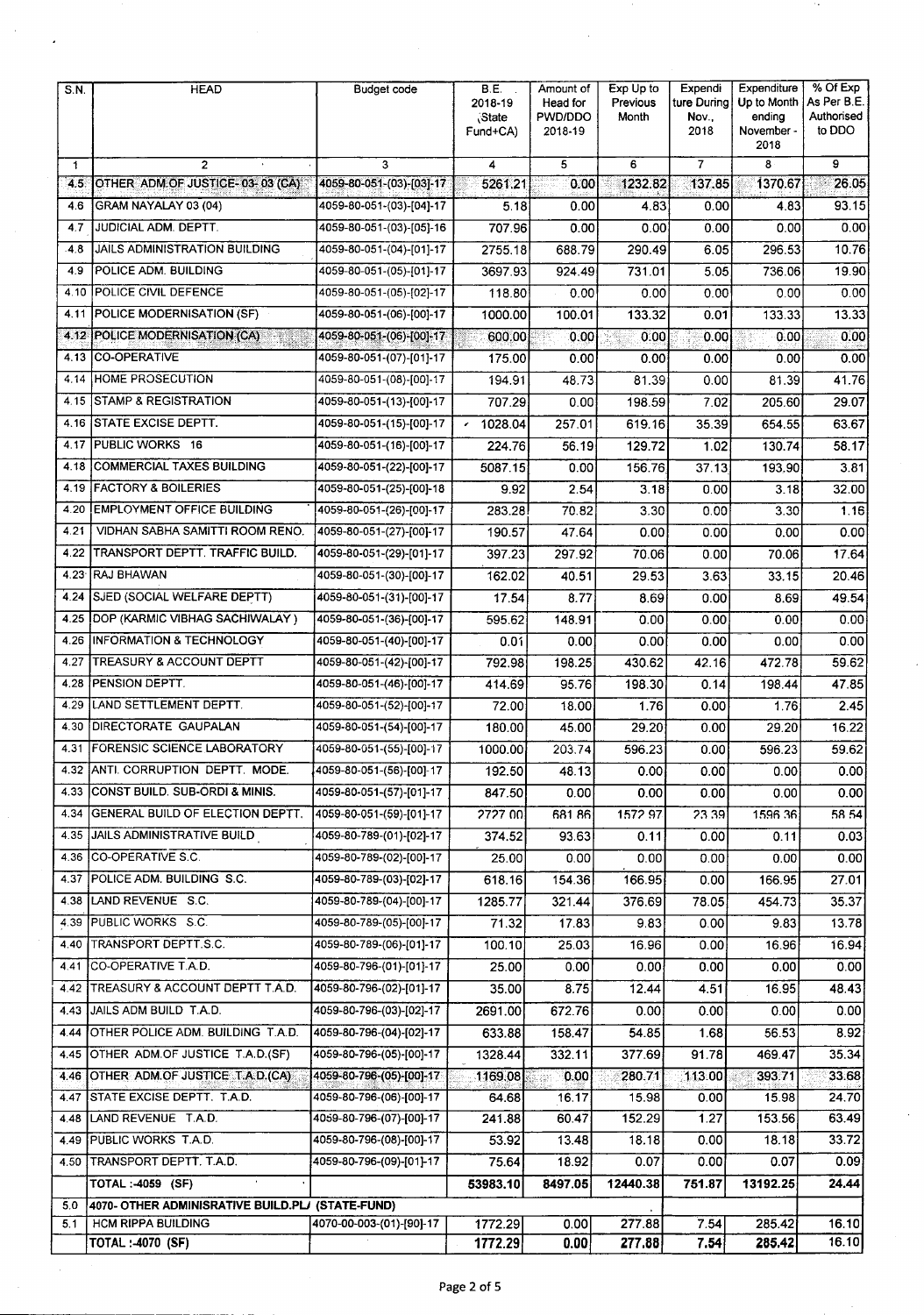| S.N. | HEAD | Budget code | B.E. 2018-19 (State Fund+CA) | Amount of Head for PWD/DDO 2018-19 | Exp Up to Previous Month | Expenditure During Nov., 2018 | Expenditure Up to Month ending November - 2018 | % Of Exp As Per B.E. Authorised to DDO |
|---|---|---|---|---|---|---|---|---|
| 1 | 2 | 3 | 4 | 5 | 6 | 7 | 8 | 9 |
| 4.5 | OTHER ADM.OF JUSTICE- 03- 03 (CA) | 4059-80-051-(03)-[03]-17 | 5261.21 | 0.00 | 1232.82 | 137.85 | 1370.67 | 26.05 |
| 4.6 | GRAM NAYALAY 03 (04) | 4059-80-051-(03)-[04]-17 | 5.18 | 0.00 | 4.83 | 0.00 | 4.83 | 93.15 |
| 4.7 | JUDICIAL ADM. DEPTT. | 4059-80-051-(03)-[05]-16 | 707.96 | 0.00 | 0.00 | 0.00 | 0.00 | 0.00 |
| 4.8 | JAILS ADMINISTRATION BUILDING | 4059-80-051-(04)-[01]-17 | 2755.18 | 688.79 | 290.49 | 6.05 | 296.53 | 10.76 |
| 4.9 | POLICE ADM. BUILDING | 4059-80-051-(05)-[01]-17 | 3697.93 | 924.49 | 731.01 | 5.05 | 736.06 | 19.90 |
| 4.10 | POLICE CIVIL DEFENCE | 4059-80-051-(05)-[02]-17 | 118.80 | 0.00 | 0.00 | 0.00 | 0.00 | 0.00 |
| 4.11 | POLICE MODERNISATION (SF) | 4059-80-051-(06)-[00]-17 | 1000.00 | 100.01 | 133.32 | 0.01 | 133.33 | 13.33 |
| 4.12 | POLICE MODERNISATION (CA) | 4059-80-051-(06)-[00]-17 | 600.00 | 0.00 | 0.00 | 0.00 | 0.00 | 0.00 |
| 4.13 | CO-OPERATIVE | 4059-80-051-(07)-[01]-17 | 175.00 | 0.00 | 0.00 | 0.00 | 0.00 | 0.00 |
| 4.14 | HOME PROSECUTION | 4059-80-051-(08)-[00]-17 | 194.91 | 48.73 | 81.39 | 0.00 | 81.39 | 41.76 |
| 4.15 | STAMP & REGISTRATION | 4059-80-051-(13)-[00]-17 | 707.29 | 0.00 | 198.59 | 7.02 | 205.60 | 29.07 |
| 4.16 | STATE EXCISE DEPTT. | 4059-80-051-(15)-[00]-17 | 1028.04 | 257.01 | 619.16 | 35.39 | 654.55 | 63.67 |
| 4.17 | PUBLIC WORKS 16 | 4059-80-051-(16)-[00]-17 | 224.76 | 56.19 | 129.72 | 1.02 | 130.74 | 58.17 |
| 4.18 | COMMERCIAL TAXES BUILDING | 4059-80-051-(22)-[00]-17 | 5087.15 | 0.00 | 156.76 | 37.13 | 193.90 | 3.81 |
| 4.19 | FACTORY & BOILERIES | 4059-80-051-(25)-[00]-18 | 9.92 | 2.54 | 3.18 | 0.00 | 3.18 | 32.00 |
| 4.20 | EMPLOYMENT OFFICE BUILDING | 4059-80-051-(26)-[00]-17 | 283.28 | 70.82 | 3.30 | 0.00 | 3.30 | 1.16 |
| 4.21 | VIDHAN SABHA SAMITTI ROOM RENO. | 4059-80-051-(27)-[00]-17 | 190.57 | 47.64 | 0.00 | 0.00 | 0.00 | 0.00 |
| 4.22 | TRANSPORT DEPTT. TRAFFIC BUILD. | 4059-80-051-(29)-[01]-17 | 397.23 | 297.92 | 70.06 | 0.00 | 70.06 | 17.64 |
| 4.23 | RAJ BHAWAN | 4059-80-051-(30)-[00]-17 | 162.02 | 40.51 | 29.53 | 3.63 | 33.15 | 20.46 |
| 4.24 | SJED (SOCIAL WELFARE DEPTT) | 4059-80-051-(31)-[00]-17 | 17.54 | 8.77 | 8.69 | 0.00 | 8.69 | 49.54 |
| 4.25 | DOP (KARMIC VIBHAG SACHIWALAY ) | 4059-80-051-(36)-[00]-17 | 595.62 | 148.91 | 0.00 | 0.00 | 0.00 | 0.00 |
| 4.26 | INFORMATION & TECHNOLOGY | 4059-80-051-(40)-[00]-17 | 0.01 | 0.00 | 0.00 | 0.00 | 0.00 | 0.00 |
| 4.27 | TREASURY & ACCOUNT DEPTT | 4059-80-051-(42)-[00]-17 | 792.98 | 198.25 | 430.62 | 42.16 | 472.78 | 59.62 |
| 4.28 | PENSION DEPTT. | 4059-80-051-(46)-[00]-17 | 414.69 | 95.76 | 198.30 | 0.14 | 198.44 | 47.85 |
| 4.29 | LAND SETTLEMENT DEPTT. | 4059-80-051-(52)-[00]-17 | 72.00 | 18.00 | 1.76 | 0.00 | 1.76 | 2.45 |
| 4.30 | DIRECTORATE GAUPALAN | 4059-80-051-(54)-[00]-17 | 180.00 | 45.00 | 29.20 | 0.00 | 29.20 | 16.22 |
| 4.31 | FORENSIC SCIENCE LABORATORY | 4059-80-051-(55)-[00]-17 | 1000.00 | 203.74 | 596.23 | 0.00 | 596.23 | 59.62 |
| 4.32 | ANTI. CORRUPTION DEPTT. MODE. | 4059-80-051-(56)-[00]-17 | 192.50 | 48.13 | 0.00 | 0.00 | 0.00 | 0.00 |
| 4.33 | CONST BUILD. SUB-ORDI & MINIS. | 4059-80-051-(57)-[01]-17 | 847.50 | 0.00 | 0.00 | 0.00 | 0.00 | 0.00 |
| 4.34 | GENERAL BUILD OF ELECTION DEPTT. | 4059-80-051-(59)-[01]-17 | 2727.00 | 681.86 | 1572.97 | 23.39 | 1596.36 | 58.54 |
| 4.35 | JAILS ADMINISTRATIVE BUILD | 4059-80-789-(01)-[02]-17 | 374.52 | 93.63 | 0.11 | 0.00 | 0.11 | 0.03 |
| 4.36 | CO-OPERATIVE S.C. | 4059-80-789-(02)-[00]-17 | 25.00 | 0.00 | 0.00 | 0.00 | 0.00 | 0.00 |
| 4.37 | POLICE ADM. BUILDING S.C. | 4059-80-789-(03)-[02]-17 | 618.16 | 154.36 | 166.95 | 0.00 | 166.95 | 27.01 |
| 4.38 | LAND REVENUE S.C. | 4059-80-789-(04)-[00]-17 | 1285.77 | 321.44 | 376.69 | 78.05 | 454.73 | 35.37 |
| 4.39 | PUBLIC WORKS S.C. | 4059-80-789-(05)-[00]-17 | 71.32 | 17.83 | 9.83 | 0.00 | 9.83 | 13.78 |
| 4.40 | TRANSPORT DEPTT.S.C. | 4059-80-789-(06)-[01]-17 | 100.10 | 25.03 | 16.96 | 0.00 | 16.96 | 16.94 |
| 4.41 | CO-OPERATIVE T.A.D. | 4059-80-796-(01)-[01]-17 | 25.00 | 0.00 | 0.00 | 0.00 | 0.00 | 0.00 |
| 4.42 | TREASURY & ACCOUNT DEPTT T.A.D. | 4059-80-796-(02)-[01]-17 | 35.00 | 8.75 | 12.44 | 4.51 | 16.95 | 48.43 |
| 4.43 | JAILS ADM BUILD T.A.D. | 4059-80-796-(03)-[02]-17 | 2691.00 | 672.76 | 0.00 | 0.00 | 0.00 | 0.00 |
| 4.44 | OTHER POLICE ADM. BUILDING T.A.D. | 4059-80-796-(04)-[02]-17 | 633.88 | 158.47 | 54.85 | 1.68 | 56.53 | 8.92 |
| 4.45 | OTHER ADM.OF JUSTICE T.A.D.(SF) | 4059-80-796-(05)-[00]-17 | 1328.44 | 332.11 | 377.69 | 91.78 | 469.47 | 35.34 |
| 4.46 | OTHER ADM.OF JUSTICE T.A.D.(CA) | 4059-80-796-(05)-[00]-17 | 1169.08 | 0.00 | 280.71 | 113.00 | 393.71 | 33.68 |
| 4.47 | STATE EXCISE DEPTT. T.A.D. | 4059-80-796-(06)-[00]-17 | 64.68 | 16.17 | 15.98 | 0.00 | 15.98 | 24.70 |
| 4.48 | LAND REVENUE T.A.D. | 4059-80-796-(07)-[00]-17 | 241.88 | 60.47 | 152.29 | 1.27 | 153.56 | 63.49 |
| 4.49 | PUBLIC WORKS T.A.D. | 4059-80-796-(08)-[00]-17 | 53.92 | 13.48 | 18.18 | 0.00 | 18.18 | 33.72 |
| 4.50 | TRANSPORT DEPTT. T.A.D. | 4059-80-796-(09)-[01]-17 | 75.64 | 18.92 | 0.07 | 0.00 | 0.07 | 0.09 |
| | TOTAL :-4059 (SF) | | 53983.10 | 8497.05 | 12440.38 | 751.87 | 13192.25 | 24.44 |
| 5.0 | 4070- OTHER ADMINISRATIVE BUILD.PL/ (STATE-FUND) | | | | | | | |
| 5.1 | HCM RIPPA BUILDING | 4070-00-003-(01)-[90]-17 | 1772.29 | 0.00 | 277.88 | 7.54 | 285.42 | 16.10 |
| | TOTAL :-4070 (SF) | | 1772.29 | 0.00 | 277.88 | 7.54 | 285.42 | 16.10 |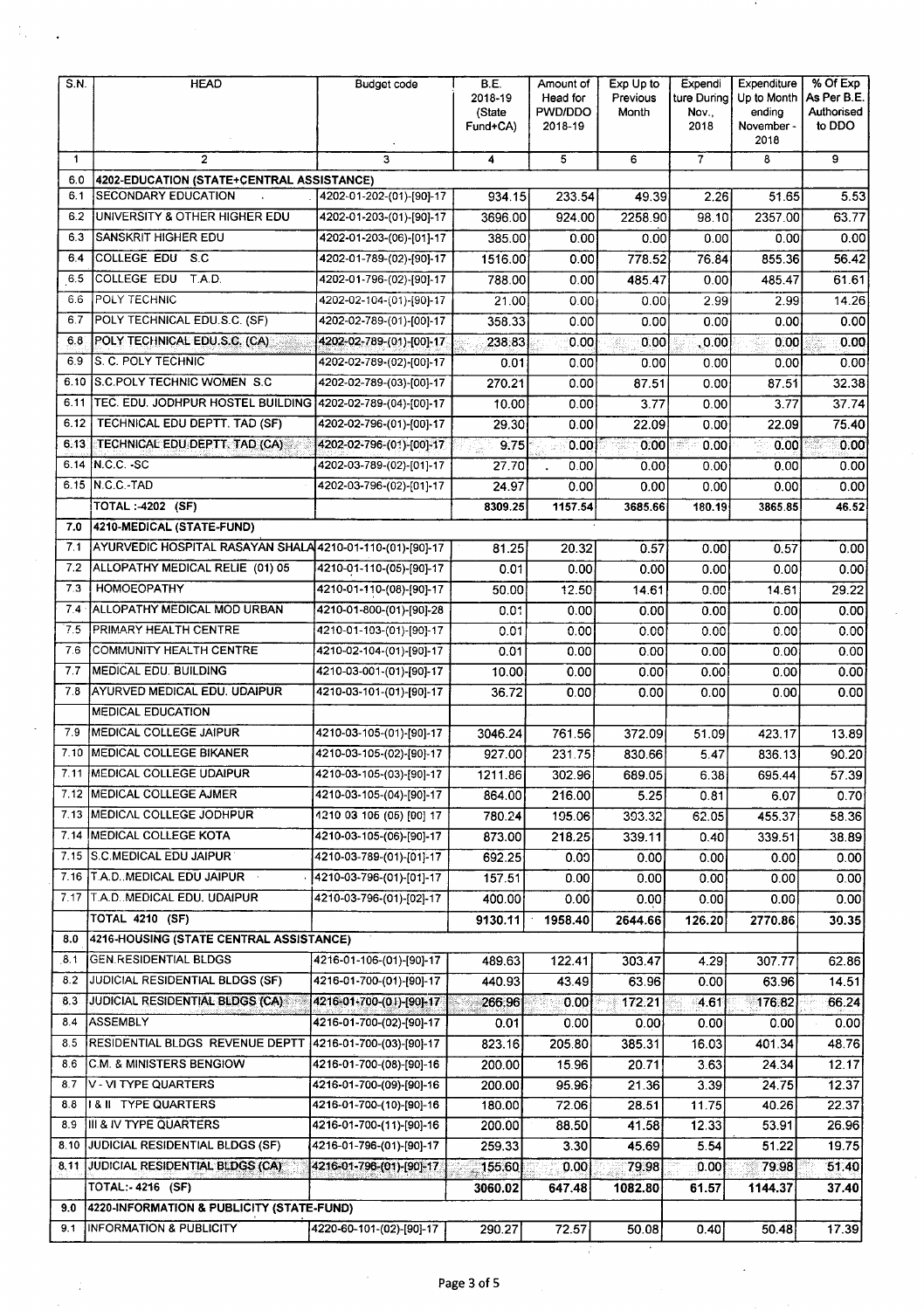| S.N. | HEAD | Budget code | B.E. 2018-19 (State Fund+CA) | Amount of Head for PWD/DDO 2018-19 | Exp Up to Previous Month | Expenditure During Nov., 2018 | Expenditure Up to Month ending November - 2018 | % Of Exp As Per B.E. Authorised to DDO |
|---|---|---|---|---|---|---|---|---|
| 1 | 2 | 3 | 4 | 5 | 6 | 7 | 8 | 9 |
| 6.0 | 4202-EDUCATION (STATE+CENTRAL ASSISTANCE) | | | | | | | |
| 6.1 | SECONDARY EDUCATION | 4202-01-202-(01)-[90]-17 | 934.15 | 233.54 | 49.39 | 2.26 | 51.65 | 5.53 |
| 6.2 | UNIVERSITY & OTHER HIGHER EDU | 4202-01-203-(01)-[90]-17 | 3696.00 | 924.00 | 2258.90 | 98.10 | 2357.00 | 63.77 |
| 6.3 | SANSKRIT HIGHER EDU | 4202-01-203-(06)-[01]-17 | 385.00 | 0.00 | 0.00 | 0.00 | 0.00 | 0.00 |
| 6.4 | COLLEGE EDU S.C | 4202-01-789-(02)-[90]-17 | 1516.00 | 0.00 | 778.52 | 76.84 | 855.36 | 56.42 |
| 6.5 | COLLEGE EDU T.A.D. | 4202-01-796-(02)-[90]-17 | 788.00 | 0.00 | 485.47 | 0.00 | 485.47 | 61.61 |
| 6.6 | POLY TECHNIC | 4202-02-104-(01)-[90]-17 | 21.00 | 0.00 | 0.00 | 2.99 | 2.99 | 14.26 |
| 6.7 | POLY TECHNICAL EDU.S.C. (SF) | 4202-02-789-(01)-[00]-17 | 358.33 | 0.00 | 0.00 | 0.00 | 0.00 | 0.00 |
| 6.8 | POLY TECHNICAL EDU.S.C. (CA) | 4202-02-789-(01)-[00]-17 | 238.83 | 0.00 | 0.00 | 0.00 | 0.00 | 0.00 |
| 6.9 | S. C. POLY TECHNIC | 4202-02-789-(02)-[00]-17 | 0.01 | 0.00 | 0.00 | 0.00 | 0.00 | 0.00 |
| 6.10 | S.C.POLY TECHNIC WOMEN S.C | 4202-02-789-(03)-[00]-17 | 270.21 | 0.00 | 87.51 | 0.00 | 87.51 | 32.38 |
| 6.11 | TEC. EDU. JODHPUR HOSTEL BUILDING | 4202-02-789-(04)-[00]-17 | 10.00 | 0.00 | 3.77 | 0.00 | 3.77 | 37.74 |
| 6.12 | TECHNICAL EDU DEPTT. TAD (SF) | 4202-02-796-(01)-[00]-17 | 29.30 | 0.00 | 22.09 | 0.00 | 22.09 | 75.40 |
| 6.13 | TECHNICAL EDU DEPTT. TAD (CA) | 4202-02-796-(01)-[00]-17 | 9.75 | 0.00 | 0.00 | 0.00 | 0.00 | 0.00 |
| 6.14 | N.C.C. -SC | 4202-03-789-(02)-[01]-17 | 27.70 | 0.00 | 0.00 | 0.00 | 0.00 | 0.00 |
| 6.15 | N.C.C.-TAD | 4202-03-796-(02)-[01]-17 | 24.97 | 0.00 | 0.00 | 0.00 | 0.00 | 0.00 |
| | TOTAL :-4202 (SF) | | 8309.25 | 1157.54 | 3685.66 | 180.19 | 3865.85 | 46.52 |
| 7.0 | 4210-MEDICAL (STATE-FUND) | | | | | | | |
| 7.1 | AYURVEDIC HOSPITAL RASAYAN SHALA | 4210-01-110-(01)-[90]-17 | 81.25 | 20.32 | 0.57 | 0.00 | 0.57 | 0.00 |
| 7.2 | ALLOPATHY MEDICAL RELIE (01) 05 | 4210-01-110-(05)-[90]-17 | 0.01 | 0.00 | 0.00 | 0.00 | 0.00 | 0.00 |
| 7.3 | HOMOEOPATHY | 4210-01-110-(08)-[90]-17 | 50.00 | 12.50 | 14.61 | 0.00 | 14.61 | 29.22 |
| 7.4 | ALLOPATHY MEDICAL MOD URBAN | 4210-01-800-(01)-[90]-28 | 0.01 | 0.00 | 0.00 | 0.00 | 0.00 | 0.00 |
| 7.5 | PRIMARY HEALTH CENTRE | 4210-01-103-(01)-[90]-17 | 0.01 | 0.00 | 0.00 | 0.00 | 0.00 | 0.00 |
| 7.6 | COMMUNITY HEALTH CENTRE | 4210-02-104-(01)-[90]-17 | 0.01 | 0.00 | 0.00 | 0.00 | 0.00 | 0.00 |
| 7.7 | MEDICAL EDU. BUILDING | 4210-03-001-(01)-[90]-17 | 10.00 | 0.00 | 0.00 | 0.00 | 0.00 | 0.00 |
| 7.8 | AYURVED MEDICAL EDU. UDAIPUR | 4210-03-101-(01)-[90]-17 | 36.72 | 0.00 | 0.00 | 0.00 | 0.00 | 0.00 |
| | MEDICAL EDUCATION | | | | | | | |
| 7.9 | MEDICAL COLLEGE JAIPUR | 4210-03-105-(01)-[90]-17 | 3046.24 | 761.56 | 372.09 | 51.09 | 423.17 | 13.89 |
| 7.10 | MEDICAL COLLEGE BIKANER | 4210-03-105-(02)-[90]-17 | 927.00 | 231.75 | 830.66 | 5.47 | 836.13 | 90.20 |
| 7.11 | MEDICAL COLLEGE UDAIPUR | 4210-03-105-(03)-[90]-17 | 1211.86 | 302.96 | 689.05 | 6.38 | 695.44 | 57.39 |
| 7.12 | MEDICAL COLLEGE AJMER | 4210-03-105-(04)-[90]-17 | 864.00 | 216.00 | 5.25 | 0.81 | 6.07 | 0.70 |
| 7.13 | MEDICAL COLLEGE JODHPUR | 4210 03 105 (05) [00] 17 | 780.24 | 195.06 | 393.32 | 62.05 | 455.37 | 58.36 |
| 7.14 | MEDICAL COLLEGE KOTA | 4210-03-105-(06)-[90]-17 | 873.00 | 218.25 | 339.11 | 0.40 | 339.51 | 38.89 |
| 7.15 | S.C.MEDICAL EDU JAIPUR | 4210-03-789-(01)-[01]-17 | 692.25 | 0.00 | 0.00 | 0.00 | 0.00 | 0.00 |
| 7.16 | T.A.D..MEDICAL EDU JAIPUR | 4210-03-796-(01)-[01]-17 | 157.51 | 0.00 | 0.00 | 0.00 | 0.00 | 0.00 |
| 7.17 | T.A.D..MEDICAL EDU. UDAIPUR | 4210-03-796-(01)-[02]-17 | 400.00 | 0.00 | 0.00 | 0.00 | 0.00 | 0.00 |
| | TOTAL 4210 (SF) | | 9130.11 | 1958.40 | 2644.66 | 126.20 | 2770.86 | 30.35 |
| 8.0 | 4216-HOUSING (STATE CENTRAL ASSISTANCE) | | | | | | | |
| 8.1 | GEN.RESIDENTIAL BLDGS | 4216-01-106-(01)-[90]-17 | 489.63 | 122.41 | 303.47 | 4.29 | 307.77 | 62.86 |
| 8.2 | JUDICIAL RESIDENTIAL BLDGS (SF) | 4216-01-700-(01)-[90]-17 | 440.93 | 43.49 | 63.96 | 0.00 | 63.96 | 14.51 |
| 8.3 | JUDICIAL RESIDENTIAL BLDGS (CA) | 4216-01-700-(01)-[90]-17 | 266.96 | 0.00 | 172.21 | 4.61 | 176.82 | 66.24 |
| 8.4 | ASSEMBLY | 4216-01-700-(02)-[90]-17 | 0.01 | 0.00 | 0.00 | 0.00 | 0.00 | 0.00 |
| 8.5 | RESIDENTIAL BLDGS REVENUE DEPTT | 4216-01-700-(03)-[90]-17 | 823.16 | 205.80 | 385.31 | 16.03 | 401.34 | 48.76 |
| 8.6 | C.M. & MINISTERS BENGIOW | 4216-01-700-(08)-[90]-16 | 200.00 | 15.96 | 20.71 | 3.63 | 24.34 | 12.17 |
| 8.7 | V - VI TYPE QUARTERS | 4216-01-700-(09)-[90]-16 | 200.00 | 95.96 | 21.36 | 3.39 | 24.75 | 12.37 |
| 8.8 | I & II TYPE QUARTERS | 4216-01-700-(10)-[90]-16 | 180.00 | 72.06 | 28.51 | 11.75 | 40.26 | 22.37 |
| 8.9 | III & IV TYPE QUARTERS | 4216-01-700-(11)-[90]-16 | 200.00 | 88.50 | 41.58 | 12.33 | 53.91 | 26.96 |
| 8.10 | JUDICIAL RESIDENTIAL BLDGS (SF) | 4216-01-796-(01)-[90]-17 | 259.33 | 3.30 | 45.69 | 5.54 | 51.22 | 19.75 |
| 8.11 | JUDICIAL RESIDENTIAL BLDGS (CA) | 4216-01-796-(01)-[90]-17 | 155.60 | 0.00 | 79.98 | 0.00 | 79.98 | 51.40 |
| | TOTAL:- 4216 (SF) | | 3060.02 | 647.48 | 1082.80 | 61.57 | 1144.37 | 37.40 |
| 9.0 | 4220-INFORMATION & PUBLICITY (STATE-FUND) | | | | | | | |
| 9.1 | INFORMATION & PUBLICITY | 4220-60-101-(02)-[90]-17 | 290.27 | 72.57 | 50.08 | 0.40 | 50.48 | 17.39 |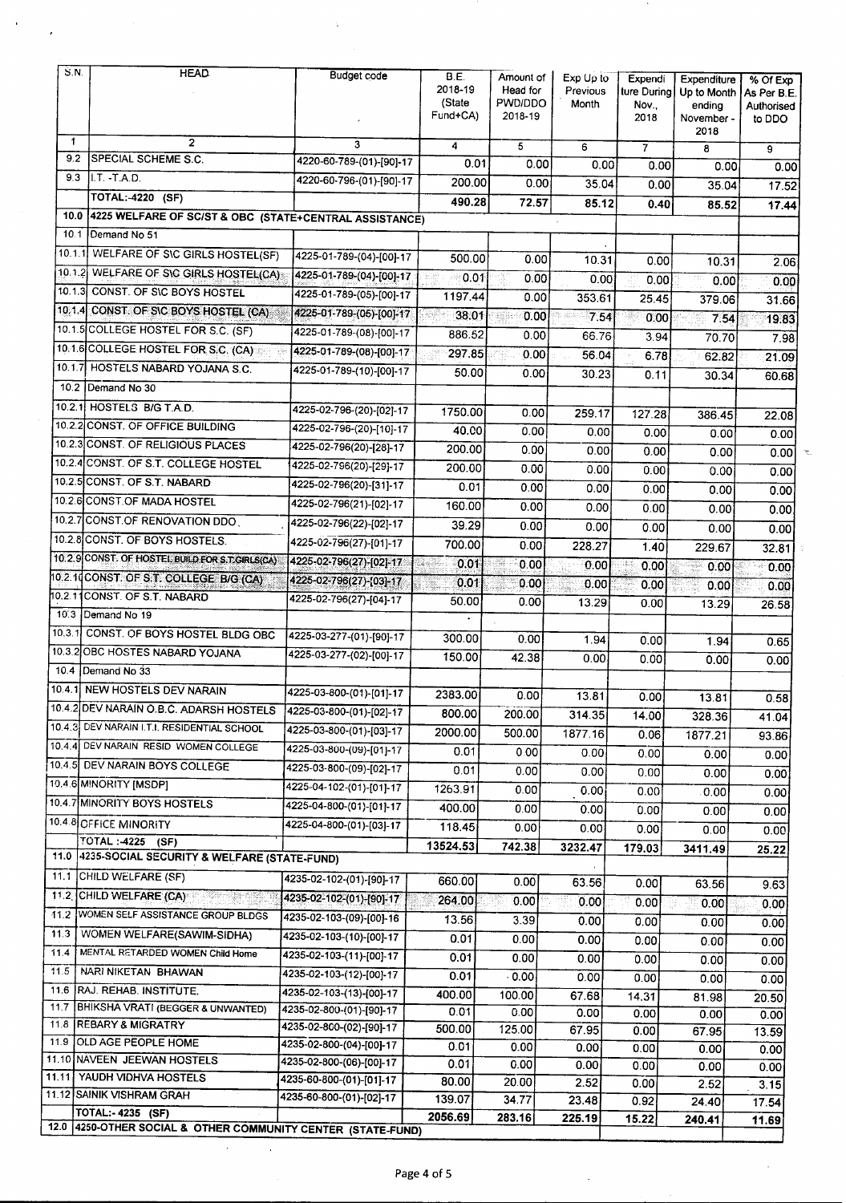| S.N. | HEAD | Budget code | B.E. 2018-19 (State Fund+CA) | Amount of Head for PWD/DDO 2018-19 | Exp Up to Previous Month | Expenditure During Nov., 2018 | Expenditure Up to Month ending November - 2018 | % Of Exp As Per B.E. Authorised to DDO |
|---|---|---|---|---|---|---|---|---|
| 1 | 2 | 3 | 4 | 5 | 6 | 7 | 8 | 9 |
| 9.2 | SPECIAL SCHEME S.C. | 4220-60-789-(01)-[90]-17 | 0.01 | 0.00 | 0.00 | 0.00 | 0.00 | 0.00 |
| 9.3 | I.T. -T.A.D. | 4220-60-796-(01)-[90]-17 | 200.00 | 0.00 | 35.04 | 0.00 | 35.04 | 17.52 |
| | TOTAL:-4220 (SF) | | 490.28 | 72.57 | 85.12 | 0.40 | 85.52 | 17.44 |
| 10.0 | 4225 WELFARE OF SC/ST & OBC (STATE+CENTRAL ASSISTANCE) | | | | | | | |
| 10.1 | Demand No 51 | | | | | | | |
| 10.1.1 | WELFARE OF S\C GIRLS HOSTEL(SF) | 4225-01-789-(04)-[00]-17 | 500.00 | 0.00 | 10.31 | 0.00 | 10.31 | 2.06 |
| 10.1.2 | WELFARE OF S\C GIRLS HOSTEL(CA) | 4225-01-789-(04)-[00]-17 | 0.01 | 0.00 | 0.00 | 0.00 | 0.00 | 0.00 |
| 10.1.3 | CONST. OF S\C BOYS HOSTEL | 4225-01-789-(05)-[00]-17 | 1197.44 | 0.00 | 353.61 | 25.45 | 379.06 | 31.66 |
| 10.1.4 | CONST. OF S\C BOYS HOSTEL (CA) | 4225-01-789-(05)-[00]-17 | 38.01 | 0.00 | 7.54 | 0.00 | 7.54 | 19.83 |
| 10.1.5 | COLLEGE HOSTEL FOR S.C. (SF) | 4225-01-789-(08)-[00]-17 | 886.52 | 0.00 | 66.76 | 3.94 | 70.70 | 7.98 |
| 10.1.6 | COLLEGE HOSTEL FOR S.C. (CA) | 4225-01-789-(08)-[00]-17 | 297.85 | 0.00 | 56.04 | 6.78 | 62.82 | 21.09 |
| 10.1.7 | HOSTELS NABARD YOJANA S.C. | 4225-01-789-(10)-[00]-17 | 50.00 | 0.00 | 30.23 | 0.11 | 30.34 | 60.68 |
| 10.2 | Demand No 30 | | | | | | | |
| 10.2.1 | HOSTELS B/G T.A.D. | 4225-02-796-(20)-[02]-17 | 1750.00 | 0.00 | 259.17 | 127.28 | 386.45 | 22.08 |
| 10.2.2 | CONST. OF OFFICE BUILDING | 4225-02-796-(20)-[10]-17 | 40.00 | 0.00 | 0.00 | 0.00 | 0.00 | 0.00 |
| 10.2.3 | CONST. OF RELIGIOUS PLACES | 4225-02-796(20)-[28]-17 | 200.00 | 0.00 | 0.00 | 0.00 | 0.00 | 0.00 |
| 10.2.4 | CONST. OF S.T. COLLEGE HOSTEL | 4225-02-796(20)-[29]-17 | 200.00 | 0.00 | 0.00 | 0.00 | 0.00 | 0.00 |
| 10.2.5 | CONST. OF S.T. NABARD | 4225-02-796(20)-[31]-17 | 0.01 | 0.00 | 0.00 | 0.00 | 0.00 | 0.00 |
| 10.2.6 | CONST.OF MADA HOSTEL | 4225-02-796(21)-[02]-17 | 160.00 | 0.00 | 0.00 | 0.00 | 0.00 | 0.00 |
| 10.2.7 | CONST.OF RENOVATION DDO | 4225-02-796(22)-[02]-17 | 39.29 | 0.00 | 0.00 | 0.00 | 0.00 | 0.00 |
| 10.2.8 | CONST. OF BOYS HOSTELS. | 4225-02-796(27)-[01]-17 | 700.00 | 0.00 | 228.27 | 1.40 | 229.67 | 32.81 |
| 10.2.9 | CONST. OF HOSTEL BUILD FOR S.T.GIRLS(CA) | 4225-02-796(27)-[02]-17 | 0.01 | 0.00 | 0.00 | 0.00 | 0.00 | 0.00 |
| 10.2.10 | CONST. OF S.T. COLLEGE B/G (CA) | 4225-02-796(27)-[03]-17 | 0.01 | 0.00 | 0.00 | 0.00 | 0.00 | 0.00 |
| 10.2.11 | CONST. OF S.T. NABARD | 4225-02-796(27)-[04]-17 | 50.00 | 0.00 | 13.29 | 0.00 | 13.29 | 26.58 |
| 10.3 | Demand No 19 | | | | | | | |
| 10.3.1 | CONST. OF BOYS HOSTEL BLDG OBC | 4225-03-277-(01)-[90]-17 | 300.00 | 0.00 | 1.94 | 0.00 | 1.94 | 0.65 |
| 10.3.2 | OBC HOSTES NABARD YOJANA | 4225-03-277-(02)-[00]-17 | 150.00 | 42.38 | 0.00 | 0.00 | 0.00 | 0.00 |
| 10.4 | Demand No 33 | | | | | | | |
| 10.4.1 | NEW HOSTELS DEV NARAIN | 4225-03-800-(01)-[01]-17 | 2383.00 | 0.00 | 13.81 | 0.00 | 13.81 | 0.58 |
| 10.4.2 | DEV NARAIN O.B.C. ADARSH HOSTELS | 4225-03-800-(01)-[02]-17 | 800.00 | 200.00 | 314.35 | 14.00 | 328.36 | 41.04 |
| 10.4.3 | DEV NARAIN I.T.I. RESIDENTIAL SCHOOL | 4225-03-800-(01)-[03]-17 | 2000.00 | 500.00 | 1877.16 | 0.06 | 1877.21 | 93.86 |
| 10.4.4 | DEV NARAIN RESID WOMEN COLLEGE | 4225-03-800-(09)-[01]-17 | 0.01 | 0.00 | 0.00 | 0.00 | 0.00 | 0.00 |
| 10.4.5 | DEV NARAIN BOYS COLLEGE | 4225-03-800-(09)-[02]-17 | 0.01 | 0.00 | 0.00 | 0.00 | 0.00 | 0.00 |
| 10.4.6 | MINORITY [MSDP] | 4225-04-102-(01)-[01]-17 | 1263.91 | 0.00 | 0.00 | 0.00 | 0.00 | 0.00 |
| 10.4.7 | MINORITY BOYS HOSTELS | 4225-04-800-(01)-[01]-17 | 400.00 | 0.00 | 0.00 | 0.00 | 0.00 | 0.00 |
| 10.4.8 | OFFICE MINORITY | 4225-04-800-(01)-[03]-17 | 118.45 | 0.00 | 0.00 | 0.00 | 0.00 | 0.00 |
| | TOTAL :-4225 (SF) | | 13524.53 | 742.38 | 3232.47 | 179.03 | 3411.49 | 25.22 |
| 11.0 | 4235-SOCIAL SECURITY & WELFARE (STATE-FUND) | | | | | | | |
| 11.1 | CHILD WELFARE (SF) | 4235-02-102-(01)-[90]-17 | 660.00 | 0.00 | 63.56 | 0.00 | 63.56 | 9.63 |
| 11.2 | CHILD WELFARE (CA) | 4235-02-102-(01)-[90]-17 | 264.00 | 0.00 | 0.00 | 0.00 | 0.00 | 0.00 |
| 11.2 | WOMEN SELF ASSISTANCE GROUP BLDGS | 4235-02-103-(09)-[00]-16 | 13.56 | 3.39 | 0.00 | 0.00 | 0.00 | 0.00 |
| 11.3 | WOMEN WELFARE(SAWIM-SIDHA) | 4235-02-103-(10)-[00]-17 | 0.01 | 0.00 | 0.00 | 0.00 | 0.00 | 0.00 |
| 11.4 | MENTAL RETARDED WOMEN Child Home | 4235-02-103-(11)-[00]-17 | 0.01 | 0.00 | 0.00 | 0.00 | 0.00 | 0.00 |
| 11.5 | NARI NIKETAN BHAWAN | 4235-02-103-(12)-[00]-17 | 0.01 | 0.00 | 0.00 | 0.00 | 0.00 | 0.00 |
| 11.6 | RAJ. REHAB. INSTITUTE. | 4235-02-103-(13)-[00]-17 | 400.00 | 100.00 | 67.68 | 14.31 | 81.98 | 20.50 |
| 11.7 | BHIKSHA VRATI (BEGGER & UNWANTED) | 4235-02-800-(01)-[90]-17 | 0.01 | 0.00 | 0.00 | 0.00 | 0.00 | 0.00 |
| 11.8 | REBARY & MIGRATRY | 4235-02-800-(02)-[90]-17 | 500.00 | 125.00 | 67.95 | 0.00 | 67.95 | 13.59 |
| 11.9 | OLD AGE PEOPLE HOME | 4235-02-800-(04)-[00]-17 | 0.01 | 0.00 | 0.00 | 0.00 | 0.00 | 0.00 |
| 11.10 | NAVEEN JEEWAN HOSTELS | 4235-02-800-(06)-[00]-17 | 0.01 | 0.00 | 0.00 | 0.00 | 0.00 | 0.00 |
| 11.11 | YAUDH VIDHVA HOSTELS | 4235-60-800-(01)-[01]-17 | 80.00 | 20.00 | 2.52 | 0.00 | 2.52 | 3.15 |
| 11.12 | SAINIK VISHRAM GRAH | 4235-60-800-(01)-[02]-17 | 139.07 | 34.77 | 23.48 | 0.92 | 24.40 | 17.54 |
| | TOTAL:- 4235 (SF) | | 2056.69 | 283.16 | 225.19 | 15.22 | 240.41 | 11.69 |
| 12.0 | 4250-OTHER SOCIAL & OTHER COMMUNITY CENTER (STATE-FUND) | | | | | | | |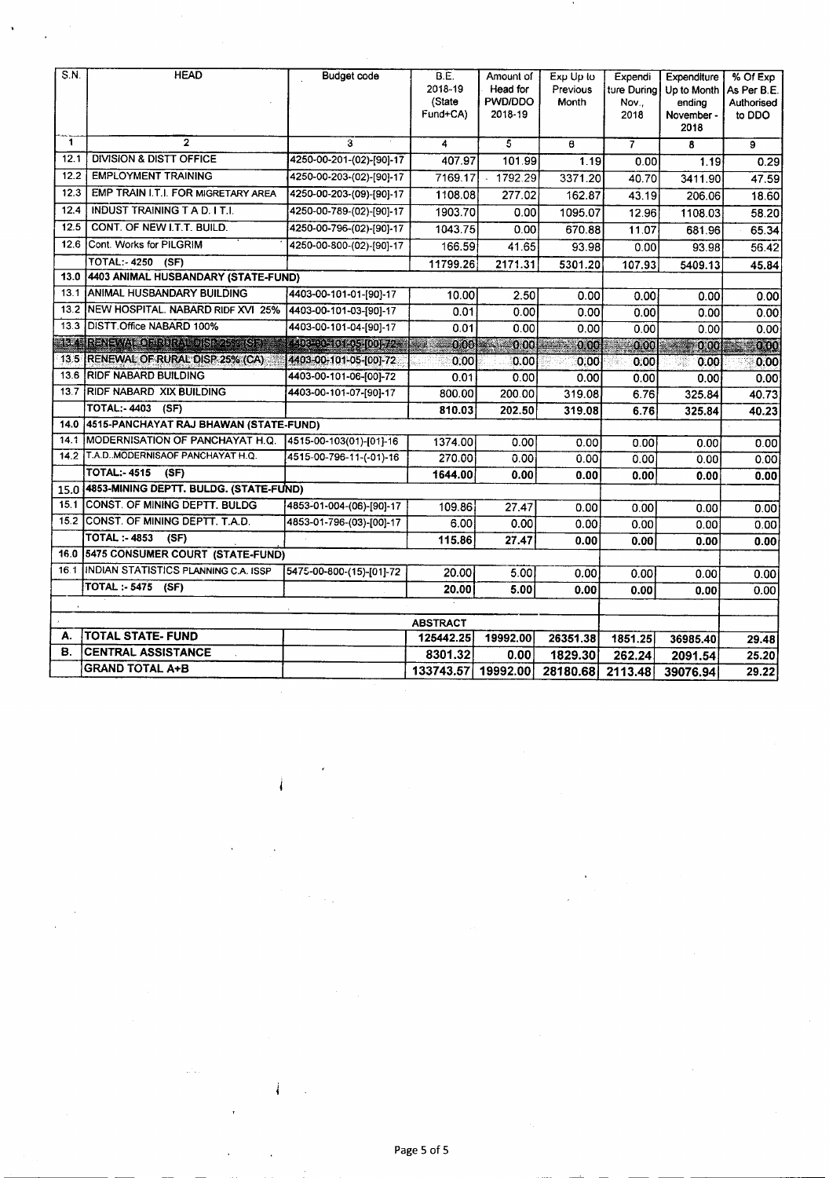| S.N. | HEAD | Budget code | B.E. 2018-19 (State Fund+CA) | Amount of Head for PWD/DDO 2018-19 | Exp Up to Previous Month | Expenditure During Nov., 2018 | Expenditure Up to Month ending November - 2018 | % Of Exp As Per B.E. Authorised to DDO |
|---|---|---|---|---|---|---|---|---|
| 1 | 2 | 3 | 4 | 5 | 6 | 7 | 8 | 9 |
| 12.1 | DIVISION & DISTT OFFICE | 4250-00-201-(02)-[90]-17 | 407.97 | 101.99 | 1.19 | 0.00 | 1.19 | 0.29 |
| 12.2 | EMPLOYMENT TRAINING | 4250-00-203-(02)-[90]-17 | 7169.17 | 1792.29 | 3371.20 | 40.70 | 3411.90 | 47.59 |
| 12.3 | EMP TRAIN I.T.I. FOR MIGRETARY AREA | 4250-00-203-(09)-[90]-17 | 1108.08 | 277.02 | 162.87 | 43.19 | 206.06 | 18.60 |
| 12.4 | INDUST TRAINING T A D. I T.I. | 4250-00-789-(02)-[90]-17 | 1903.70 | 0.00 | 1095.07 | 12.96 | 1108.03 | 58.20 |
| 12.5 | CONT. OF NEW I.T.T. BUILD. | 4250-00-796-(02)-[90]-17 | 1043.75 | 0.00 | 670.88 | 11.07 | 681.96 | 65.34 |
| 12.6 | Cont. Works for PILGRIM | 4250-00-800-(02)-[90]-17 | 166.59 | 41.65 | 93.98 | 0.00 | 93.98 | 56.42 |
| | TOTAL:- 4250 (SF) | | 11799.26 | 2171.31 | 5301.20 | 107.93 | 5409.13 | 45.84 |
| 13.0 | 4403 ANIMAL HUSBANDARY (STATE-FUND) | | | | | | | |
| 13.1 | ANIMAL HUSBANDARY BUILDING | 4403-00-101-01-[90]-17 | 10.00 | 2.50 | 0.00 | 0.00 | 0.00 | 0.00 |
| 13.2 | NEW HOSPITAL. NABARD RIDF XVI 25% | 4403-00-101-03-[90]-17 | 0.01 | 0.00 | 0.00 | 0.00 | 0.00 | 0.00 |
| 13.3 | DISTT.Office NABARD 100% | 4403-00-101-04-[90]-17 | 0.01 | 0.00 | 0.00 | 0.00 | 0.00 | 0.00 |
| 13.4 | RENEWAL OF RURAL DISP 25% (SF) | 4403-00-101-05-[00]-72 | 0.00 | 0.00 | 0.00 | 0.00 | 0.00 | 0.00 |
| 13.5 | RENEWAL OF RURAL DISP 25% (CA) | 4403-00-101-05-[00]-72 | 0.00 | 0.00 | 0.00 | 0.00 | 0.00 | 0.00 |
| 13.6 | RIDF NABARD BUILDING | 4403-00-101-06-[00]-72 | 0.01 | 0.00 | 0.00 | 0.00 | 0.00 | 0.00 |
| 13.7 | RIDF NABARD XIX BUILDING | 4403-00-101-07-[90]-17 | 800.00 | 200.00 | 319.08 | 6.76 | 325.84 | 40.73 |
| | TOTAL:- 4403 (SF) | | 810.03 | 202.50 | 319.08 | 6.76 | 325.84 | 40.23 |
| 14.0 | 4515-PANCHAYAT RAJ BHAWAN (STATE-FUND) | | | | | | | |
| 14.1 | MODERNISATION OF PANCHAYAT H.Q. | 4515-00-103(01)-[01]-16 | 1374.00 | 0.00 | 0.00 | 0.00 | 0.00 | 0.00 |
| 14.2 | T.A.D..MODERNISAOF PANCHAYAT H.Q. | 4515-00-796-11-(-01)-16 | 270.00 | 0.00 | 0.00 | 0.00 | 0.00 | 0.00 |
| | TOTAL:- 4515 (SF) | | 1644.00 | 0.00 | 0.00 | 0.00 | 0.00 | 0.00 |
| 15.0 | 4853-MINING DEPTT. BULDG. (STATE-FUND) | | | | | | | |
| 15.1 | CONST. OF MINING DEPTT. BULDG | 4853-01-004-(06)-[90]-17 | 109.86 | 27.47 | 0.00 | 0.00 | 0.00 | 0.00 |
| 15.2 | CONST. OF MINING DEPTT. T.A.D. | 4853-01-796-(03)-[00]-17 | 6.00 | 0.00 | 0.00 | 0.00 | 0.00 | 0.00 |
| | TOTAL :- 4853 (SF) | | 115.86 | 27.47 | 0.00 | 0.00 | 0.00 | 0.00 |
| 16.0 | 5475 CONSUMER COURT (STATE-FUND) | | | | | | | |
| 16.1 | INDIAN STATISTICS PLANNING C.A. ISSP | 5475-00-800-(15)-[01]-72 | 20.00 | 5.00 | 0.00 | 0.00 | 0.00 | 0.00 |
| | TOTAL :- 5475 (SF) | | 20.00 | 5.00 | 0.00 | 0.00 | 0.00 | 0.00 |
| | | | ABSTRACT | | | | | |
| A. | TOTAL STATE- FUND | | 125442.25 | 19992.00 | 26351.38 | 1851.25 | 36985.40 | 29.48 |
| B. | CENTRAL ASSISTANCE | | 8301.32 | 0.00 | 1829.30 | 262.24 | 2091.54 | 25.20 |
| | GRAND TOTAL A+B | | 133743.57 | 19992.00 | 28180.68 | 2113.48 | 39076.94 | 29.22 |